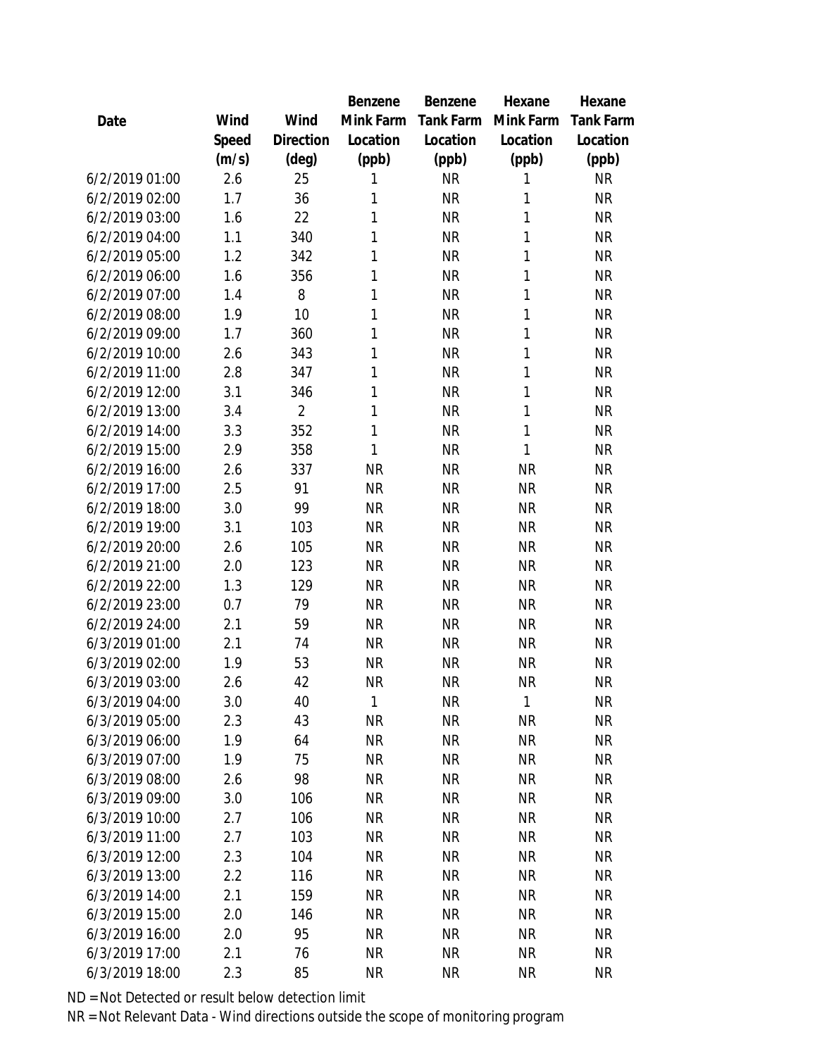| Date | Wind Speed (m/s) | Wind Direction (deg) | Benzene Mink Farm Location (ppb) | Benzene Tank Farm Location (ppb) | Hexane Mink Farm Location (ppb) | Hexane Tank Farm Location (ppb) |
|---|---|---|---|---|---|---|
| 6/2/2019 01:00 | 2.6 | 25 | 1 | NR | 1 | NR |
| 6/2/2019 02:00 | 1.7 | 36 | 1 | NR | 1 | NR |
| 6/2/2019 03:00 | 1.6 | 22 | 1 | NR | 1 | NR |
| 6/2/2019 04:00 | 1.1 | 340 | 1 | NR | 1 | NR |
| 6/2/2019 05:00 | 1.2 | 342 | 1 | NR | 1 | NR |
| 6/2/2019 06:00 | 1.6 | 356 | 1 | NR | 1 | NR |
| 6/2/2019 07:00 | 1.4 | 8 | 1 | NR | 1 | NR |
| 6/2/2019 08:00 | 1.9 | 10 | 1 | NR | 1 | NR |
| 6/2/2019 09:00 | 1.7 | 360 | 1 | NR | 1 | NR |
| 6/2/2019 10:00 | 2.6 | 343 | 1 | NR | 1 | NR |
| 6/2/2019 11:00 | 2.8 | 347 | 1 | NR | 1 | NR |
| 6/2/2019 12:00 | 3.1 | 346 | 1 | NR | 1 | NR |
| 6/2/2019 13:00 | 3.4 | 2 | 1 | NR | 1 | NR |
| 6/2/2019 14:00 | 3.3 | 352 | 1 | NR | 1 | NR |
| 6/2/2019 15:00 | 2.9 | 358 | 1 | NR | 1 | NR |
| 6/2/2019 16:00 | 2.6 | 337 | NR | NR | NR | NR |
| 6/2/2019 17:00 | 2.5 | 91 | NR | NR | NR | NR |
| 6/2/2019 18:00 | 3.0 | 99 | NR | NR | NR | NR |
| 6/2/2019 19:00 | 3.1 | 103 | NR | NR | NR | NR |
| 6/2/2019 20:00 | 2.6 | 105 | NR | NR | NR | NR |
| 6/2/2019 21:00 | 2.0 | 123 | NR | NR | NR | NR |
| 6/2/2019 22:00 | 1.3 | 129 | NR | NR | NR | NR |
| 6/2/2019 23:00 | 0.7 | 79 | NR | NR | NR | NR |
| 6/2/2019 24:00 | 2.1 | 59 | NR | NR | NR | NR |
| 6/3/2019 01:00 | 2.1 | 74 | NR | NR | NR | NR |
| 6/3/2019 02:00 | 1.9 | 53 | NR | NR | NR | NR |
| 6/3/2019 03:00 | 2.6 | 42 | NR | NR | NR | NR |
| 6/3/2019 04:00 | 3.0 | 40 | 1 | NR | 1 | NR |
| 6/3/2019 05:00 | 2.3 | 43 | NR | NR | NR | NR |
| 6/3/2019 06:00 | 1.9 | 64 | NR | NR | NR | NR |
| 6/3/2019 07:00 | 1.9 | 75 | NR | NR | NR | NR |
| 6/3/2019 08:00 | 2.6 | 98 | NR | NR | NR | NR |
| 6/3/2019 09:00 | 3.0 | 106 | NR | NR | NR | NR |
| 6/3/2019 10:00 | 2.7 | 106 | NR | NR | NR | NR |
| 6/3/2019 11:00 | 2.7 | 103 | NR | NR | NR | NR |
| 6/3/2019 12:00 | 2.3 | 104 | NR | NR | NR | NR |
| 6/3/2019 13:00 | 2.2 | 116 | NR | NR | NR | NR |
| 6/3/2019 14:00 | 2.1 | 159 | NR | NR | NR | NR |
| 6/3/2019 15:00 | 2.0 | 146 | NR | NR | NR | NR |
| 6/3/2019 16:00 | 2.0 | 95 | NR | NR | NR | NR |
| 6/3/2019 17:00 | 2.1 | 76 | NR | NR | NR | NR |
| 6/3/2019 18:00 | 2.3 | 85 | NR | NR | NR | NR |

ND = Not Detected or result below detection limit

NR = Not Relevant Data - Wind directions outside the scope of monitoring program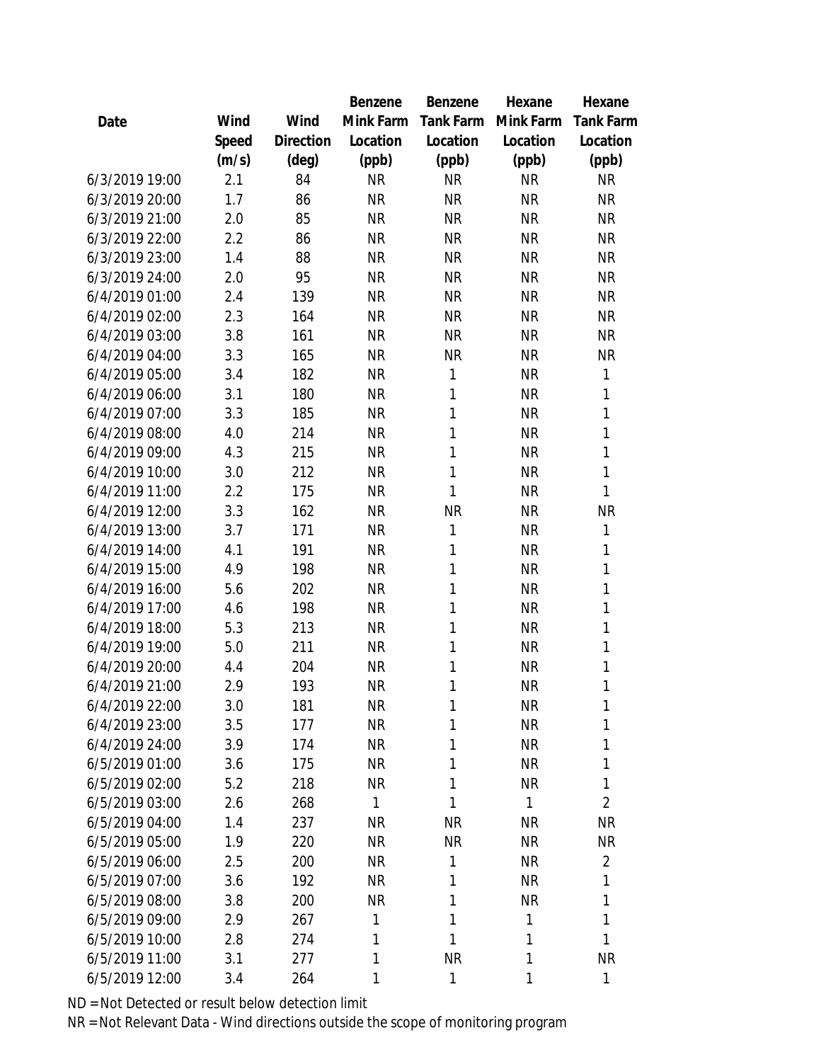| Date | Wind Speed (m/s) | Wind Direction (deg) | Benzene Mink Farm Location (ppb) | Benzene Tank Farm Location (ppb) | Hexane Mink Farm Location (ppb) | Hexane Tank Farm Location (ppb) |
|---|---|---|---|---|---|---|
| 6/3/2019 19:00 | 2.1 | 84 | NR | NR | NR | NR |
| 6/3/2019 20:00 | 1.7 | 86 | NR | NR | NR | NR |
| 6/3/2019 21:00 | 2.0 | 85 | NR | NR | NR | NR |
| 6/3/2019 22:00 | 2.2 | 86 | NR | NR | NR | NR |
| 6/3/2019 23:00 | 1.4 | 88 | NR | NR | NR | NR |
| 6/3/2019 24:00 | 2.0 | 95 | NR | NR | NR | NR |
| 6/4/2019 01:00 | 2.4 | 139 | NR | NR | NR | NR |
| 6/4/2019 02:00 | 2.3 | 164 | NR | NR | NR | NR |
| 6/4/2019 03:00 | 3.8 | 161 | NR | NR | NR | NR |
| 6/4/2019 04:00 | 3.3 | 165 | NR | NR | NR | NR |
| 6/4/2019 05:00 | 3.4 | 182 | NR | 1 | NR | 1 |
| 6/4/2019 06:00 | 3.1 | 180 | NR | 1 | NR | 1 |
| 6/4/2019 07:00 | 3.3 | 185 | NR | 1 | NR | 1 |
| 6/4/2019 08:00 | 4.0 | 214 | NR | 1 | NR | 1 |
| 6/4/2019 09:00 | 4.3 | 215 | NR | 1 | NR | 1 |
| 6/4/2019 10:00 | 3.0 | 212 | NR | 1 | NR | 1 |
| 6/4/2019 11:00 | 2.2 | 175 | NR | 1 | NR | 1 |
| 6/4/2019 12:00 | 3.3 | 162 | NR | NR | NR | NR |
| 6/4/2019 13:00 | 3.7 | 171 | NR | 1 | NR | 1 |
| 6/4/2019 14:00 | 4.1 | 191 | NR | 1 | NR | 1 |
| 6/4/2019 15:00 | 4.9 | 198 | NR | 1 | NR | 1 |
| 6/4/2019 16:00 | 5.6 | 202 | NR | 1 | NR | 1 |
| 6/4/2019 17:00 | 4.6 | 198 | NR | 1 | NR | 1 |
| 6/4/2019 18:00 | 5.3 | 213 | NR | 1 | NR | 1 |
| 6/4/2019 19:00 | 5.0 | 211 | NR | 1 | NR | 1 |
| 6/4/2019 20:00 | 4.4 | 204 | NR | 1 | NR | 1 |
| 6/4/2019 21:00 | 2.9 | 193 | NR | 1 | NR | 1 |
| 6/4/2019 22:00 | 3.0 | 181 | NR | 1 | NR | 1 |
| 6/4/2019 23:00 | 3.5 | 177 | NR | 1 | NR | 1 |
| 6/4/2019 24:00 | 3.9 | 174 | NR | 1 | NR | 1 |
| 6/5/2019 01:00 | 3.6 | 175 | NR | 1 | NR | 1 |
| 6/5/2019 02:00 | 5.2 | 218 | NR | 1 | NR | 1 |
| 6/5/2019 03:00 | 2.6 | 268 | 1 | 1 | 1 | 2 |
| 6/5/2019 04:00 | 1.4 | 237 | NR | NR | NR | NR |
| 6/5/2019 05:00 | 1.9 | 220 | NR | NR | NR | NR |
| 6/5/2019 06:00 | 2.5 | 200 | NR | 1 | NR | 2 |
| 6/5/2019 07:00 | 3.6 | 192 | NR | 1 | NR | 1 |
| 6/5/2019 08:00 | 3.8 | 200 | NR | 1 | NR | 1 |
| 6/5/2019 09:00 | 2.9 | 267 | 1 | 1 | 1 | 1 |
| 6/5/2019 10:00 | 2.8 | 274 | 1 | 1 | 1 | 1 |
| 6/5/2019 11:00 | 3.1 | 277 | 1 | NR | 1 | NR |
| 6/5/2019 12:00 | 3.4 | 264 | 1 | 1 | 1 | 1 |

ND = Not Detected or result below detection limit

NR = Not Relevant Data - Wind directions outside the scope of monitoring program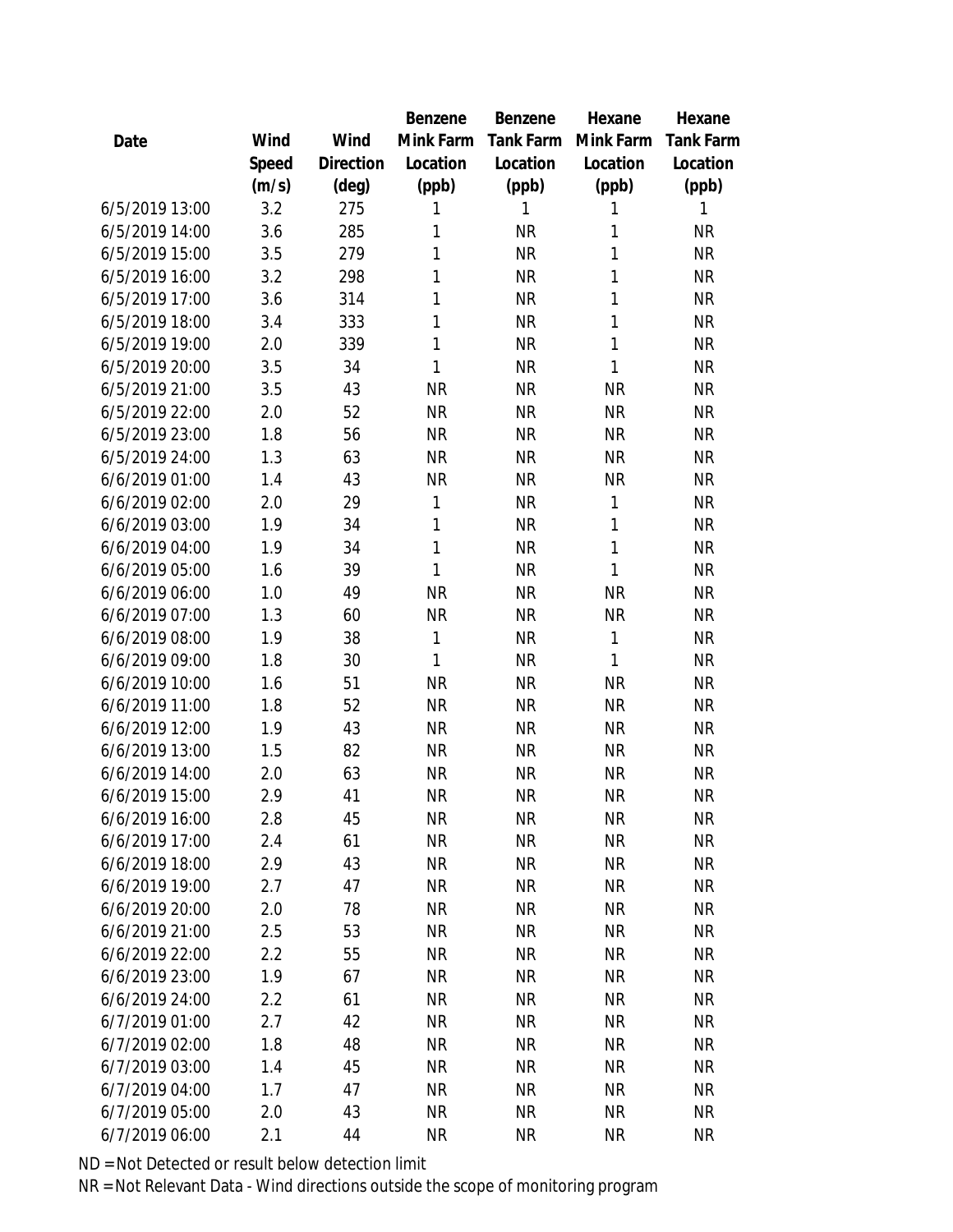| Date | Wind Speed (m/s) | Wind Direction (deg) | Benzene Mink Farm Location (ppb) | Benzene Tank Farm Location (ppb) | Hexane Mink Farm Location (ppb) | Hexane Tank Farm Location (ppb) |
|---|---|---|---|---|---|---|
| 6/5/2019 13:00 | 3.2 | 275 | 1 | 1 | 1 | 1 |
| 6/5/2019 14:00 | 3.6 | 285 | 1 | NR | 1 | NR |
| 6/5/2019 15:00 | 3.5 | 279 | 1 | NR | 1 | NR |
| 6/5/2019 16:00 | 3.2 | 298 | 1 | NR | 1 | NR |
| 6/5/2019 17:00 | 3.6 | 314 | 1 | NR | 1 | NR |
| 6/5/2019 18:00 | 3.4 | 333 | 1 | NR | 1 | NR |
| 6/5/2019 19:00 | 2.0 | 339 | 1 | NR | 1 | NR |
| 6/5/2019 20:00 | 3.5 | 34 | 1 | NR | 1 | NR |
| 6/5/2019 21:00 | 3.5 | 43 | NR | NR | NR | NR |
| 6/5/2019 22:00 | 2.0 | 52 | NR | NR | NR | NR |
| 6/5/2019 23:00 | 1.8 | 56 | NR | NR | NR | NR |
| 6/5/2019 24:00 | 1.3 | 63 | NR | NR | NR | NR |
| 6/6/2019 01:00 | 1.4 | 43 | NR | NR | NR | NR |
| 6/6/2019 02:00 | 2.0 | 29 | 1 | NR | 1 | NR |
| 6/6/2019 03:00 | 1.9 | 34 | 1 | NR | 1 | NR |
| 6/6/2019 04:00 | 1.9 | 34 | 1 | NR | 1 | NR |
| 6/6/2019 05:00 | 1.6 | 39 | 1 | NR | 1 | NR |
| 6/6/2019 06:00 | 1.0 | 49 | NR | NR | NR | NR |
| 6/6/2019 07:00 | 1.3 | 60 | NR | NR | NR | NR |
| 6/6/2019 08:00 | 1.9 | 38 | 1 | NR | 1 | NR |
| 6/6/2019 09:00 | 1.8 | 30 | 1 | NR | 1 | NR |
| 6/6/2019 10:00 | 1.6 | 51 | NR | NR | NR | NR |
| 6/6/2019 11:00 | 1.8 | 52 | NR | NR | NR | NR |
| 6/6/2019 12:00 | 1.9 | 43 | NR | NR | NR | NR |
| 6/6/2019 13:00 | 1.5 | 82 | NR | NR | NR | NR |
| 6/6/2019 14:00 | 2.0 | 63 | NR | NR | NR | NR |
| 6/6/2019 15:00 | 2.9 | 41 | NR | NR | NR | NR |
| 6/6/2019 16:00 | 2.8 | 45 | NR | NR | NR | NR |
| 6/6/2019 17:00 | 2.4 | 61 | NR | NR | NR | NR |
| 6/6/2019 18:00 | 2.9 | 43 | NR | NR | NR | NR |
| 6/6/2019 19:00 | 2.7 | 47 | NR | NR | NR | NR |
| 6/6/2019 20:00 | 2.0 | 78 | NR | NR | NR | NR |
| 6/6/2019 21:00 | 2.5 | 53 | NR | NR | NR | NR |
| 6/6/2019 22:00 | 2.2 | 55 | NR | NR | NR | NR |
| 6/6/2019 23:00 | 1.9 | 67 | NR | NR | NR | NR |
| 6/6/2019 24:00 | 2.2 | 61 | NR | NR | NR | NR |
| 6/7/2019 01:00 | 2.7 | 42 | NR | NR | NR | NR |
| 6/7/2019 02:00 | 1.8 | 48 | NR | NR | NR | NR |
| 6/7/2019 03:00 | 1.4 | 45 | NR | NR | NR | NR |
| 6/7/2019 04:00 | 1.7 | 47 | NR | NR | NR | NR |
| 6/7/2019 05:00 | 2.0 | 43 | NR | NR | NR | NR |
| 6/7/2019 06:00 | 2.1 | 44 | NR | NR | NR | NR |

ND = Not Detected or result below detection limit
NR = Not Relevant Data - Wind directions outside the scope of monitoring program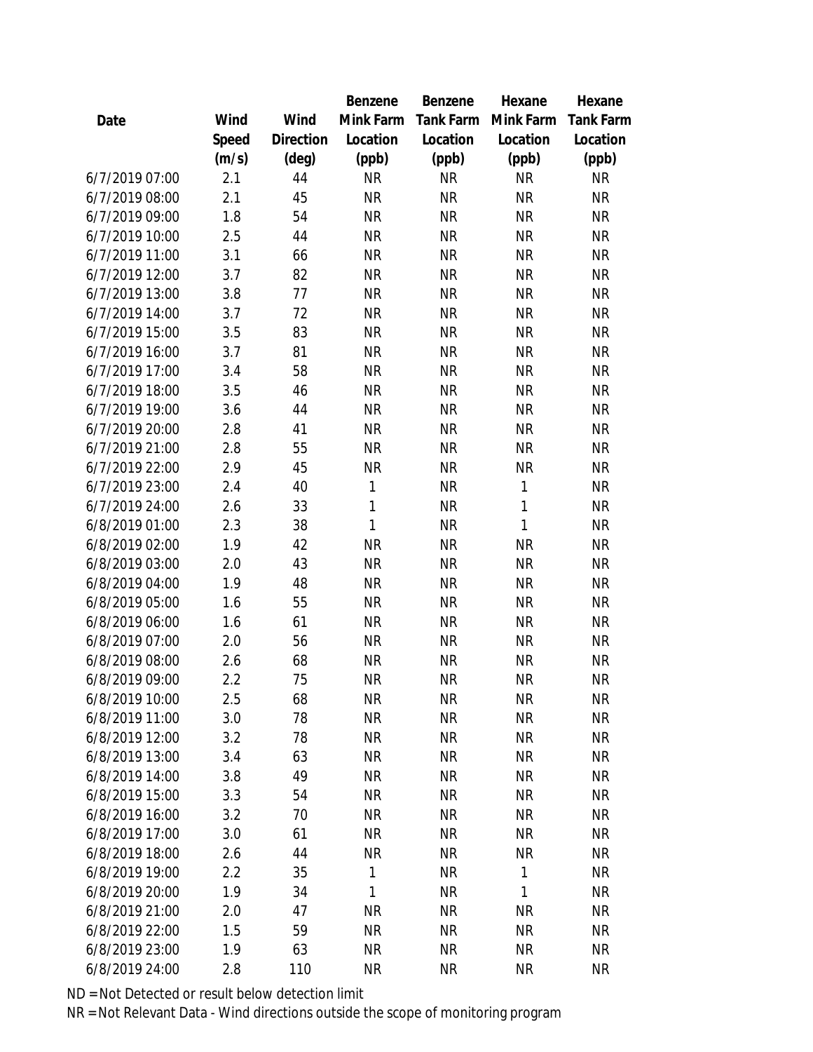| Date | Wind Speed (m/s) | Wind Direction (deg) | Benzene Mink Farm Location (ppb) | Benzene Tank Farm Location (ppb) | Hexane Mink Farm Location (ppb) | Hexane Tank Farm Location (ppb) |
|---|---|---|---|---|---|---|
| 6/7/2019 07:00 | 2.1 | 44 | NR | NR | NR | NR |
| 6/7/2019 08:00 | 2.1 | 45 | NR | NR | NR | NR |
| 6/7/2019 09:00 | 1.8 | 54 | NR | NR | NR | NR |
| 6/7/2019 10:00 | 2.5 | 44 | NR | NR | NR | NR |
| 6/7/2019 11:00 | 3.1 | 66 | NR | NR | NR | NR |
| 6/7/2019 12:00 | 3.7 | 82 | NR | NR | NR | NR |
| 6/7/2019 13:00 | 3.8 | 77 | NR | NR | NR | NR |
| 6/7/2019 14:00 | 3.7 | 72 | NR | NR | NR | NR |
| 6/7/2019 15:00 | 3.5 | 83 | NR | NR | NR | NR |
| 6/7/2019 16:00 | 3.7 | 81 | NR | NR | NR | NR |
| 6/7/2019 17:00 | 3.4 | 58 | NR | NR | NR | NR |
| 6/7/2019 18:00 | 3.5 | 46 | NR | NR | NR | NR |
| 6/7/2019 19:00 | 3.6 | 44 | NR | NR | NR | NR |
| 6/7/2019 20:00 | 2.8 | 41 | NR | NR | NR | NR |
| 6/7/2019 21:00 | 2.8 | 55 | NR | NR | NR | NR |
| 6/7/2019 22:00 | 2.9 | 45 | NR | NR | NR | NR |
| 6/7/2019 23:00 | 2.4 | 40 | 1 | NR | 1 | NR |
| 6/7/2019 24:00 | 2.6 | 33 | 1 | NR | 1 | NR |
| 6/8/2019 01:00 | 2.3 | 38 | 1 | NR | 1 | NR |
| 6/8/2019 02:00 | 1.9 | 42 | NR | NR | NR | NR |
| 6/8/2019 03:00 | 2.0 | 43 | NR | NR | NR | NR |
| 6/8/2019 04:00 | 1.9 | 48 | NR | NR | NR | NR |
| 6/8/2019 05:00 | 1.6 | 55 | NR | NR | NR | NR |
| 6/8/2019 06:00 | 1.6 | 61 | NR | NR | NR | NR |
| 6/8/2019 07:00 | 2.0 | 56 | NR | NR | NR | NR |
| 6/8/2019 08:00 | 2.6 | 68 | NR | NR | NR | NR |
| 6/8/2019 09:00 | 2.2 | 75 | NR | NR | NR | NR |
| 6/8/2019 10:00 | 2.5 | 68 | NR | NR | NR | NR |
| 6/8/2019 11:00 | 3.0 | 78 | NR | NR | NR | NR |
| 6/8/2019 12:00 | 3.2 | 78 | NR | NR | NR | NR |
| 6/8/2019 13:00 | 3.4 | 63 | NR | NR | NR | NR |
| 6/8/2019 14:00 | 3.8 | 49 | NR | NR | NR | NR |
| 6/8/2019 15:00 | 3.3 | 54 | NR | NR | NR | NR |
| 6/8/2019 16:00 | 3.2 | 70 | NR | NR | NR | NR |
| 6/8/2019 17:00 | 3.0 | 61 | NR | NR | NR | NR |
| 6/8/2019 18:00 | 2.6 | 44 | NR | NR | NR | NR |
| 6/8/2019 19:00 | 2.2 | 35 | 1 | NR | 1 | NR |
| 6/8/2019 20:00 | 1.9 | 34 | 1 | NR | 1 | NR |
| 6/8/2019 21:00 | 2.0 | 47 | NR | NR | NR | NR |
| 6/8/2019 22:00 | 1.5 | 59 | NR | NR | NR | NR |
| 6/8/2019 23:00 | 1.9 | 63 | NR | NR | NR | NR |
| 6/8/2019 24:00 | 2.8 | 110 | NR | NR | NR | NR |

ND = Not Detected or result below detection limit

NR = Not Relevant Data - Wind directions outside the scope of monitoring program